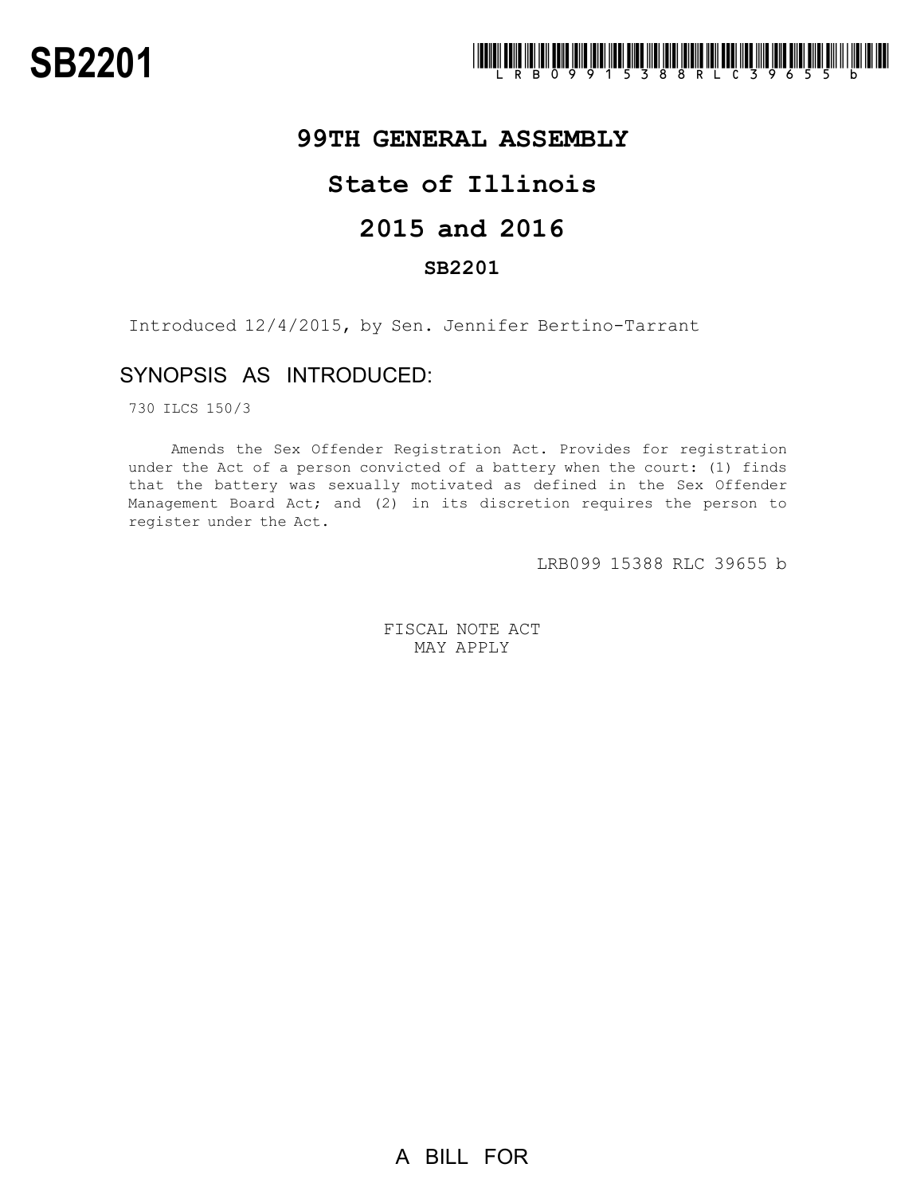# SB2201

LRB099 15388 RLC 39655 b

## 99TH GENERAL ASSEMBLY

## State of Illinois

## 2015 and 2016

### SB2201

Introduced 12/4/2015, by Sen. Jennifer Bertino-Tarrant

## SYNOPSIS AS INTRODUCED:

730 ILCS 150/3

Amends the Sex Offender Registration Act. Provides for registration under the Act of a person convicted of a battery when the court: (1) finds that the battery was sexually motivated as defined in the Sex Offender Management Board Act; and (2) in its discretion requires the person to register under the Act.

LRB099 15388 RLC 39655 b

FISCAL NOTE ACT
MAY APPLY

A BILL FOR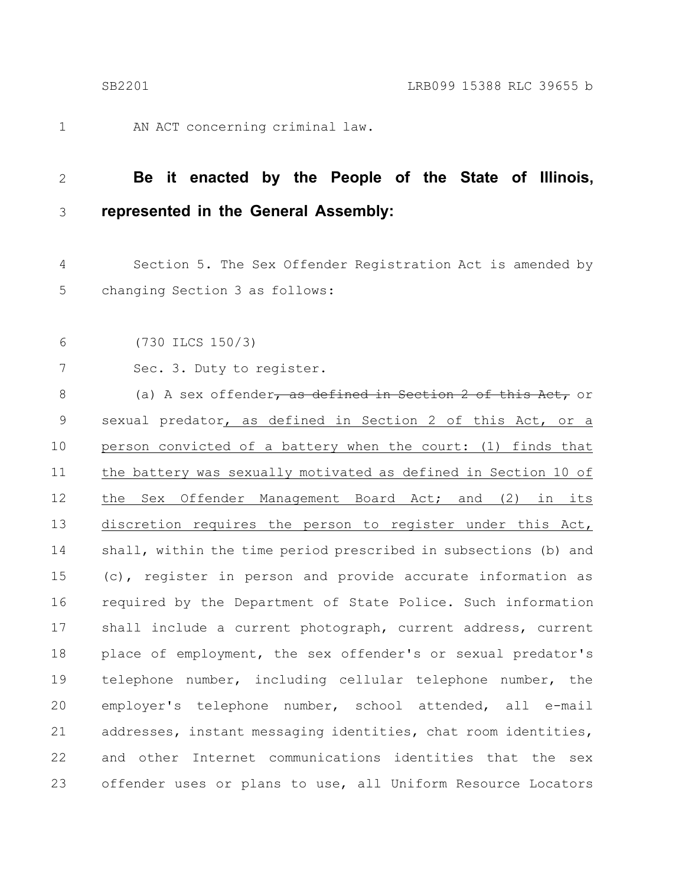AN ACT concerning criminal law.

**Be it enacted by the People of the State of Illinois, represented in the General Assembly:**

Section 5. The Sex Offender Registration Act is amended by changing Section 3 as follows:

(730 ILCS 150/3)

Sec. 3. Duty to register.

(a) A sex offender~~, as defined in Section 2 of this Act,~~ or sexual predator, as defined in Section 2 of this Act, or a person convicted of a battery when the court: (1) finds that the battery was sexually motivated as defined in Section 10 of the Sex Offender Management Board Act; and (2) in its discretion requires the person to register under this Act, shall, within the time period prescribed in subsections (b) and (c), register in person and provide accurate information as required by the Department of State Police. Such information shall include a current photograph, current address, current place of employment, the sex offender's or sexual predator's telephone number, including cellular telephone number, the employer's telephone number, school attended, all e-mail addresses, instant messaging identities, chat room identities, and other Internet communications identities that the sex offender uses or plans to use, all Uniform Resource Locators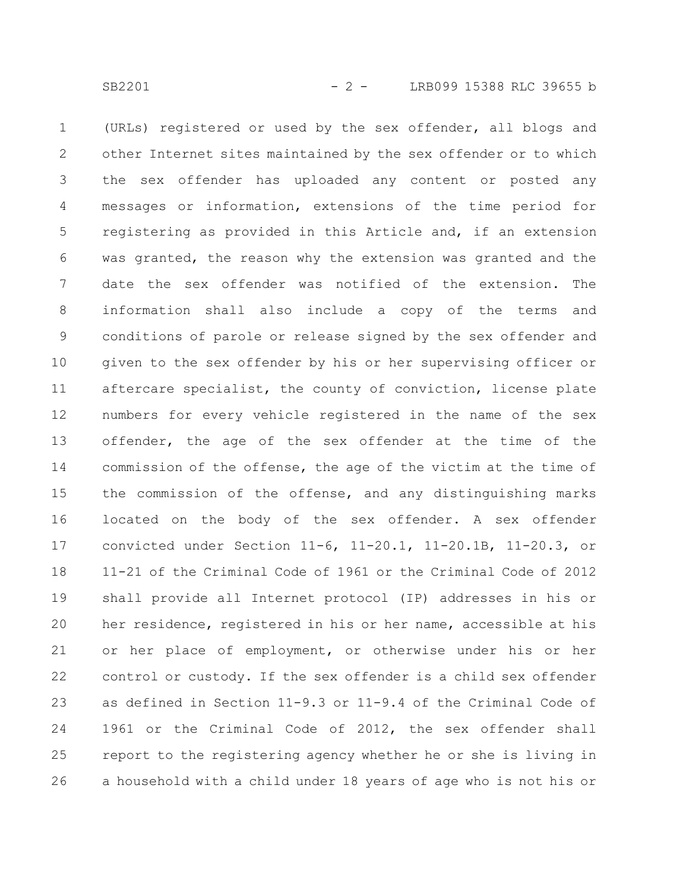(URLs) registered or used by the sex offender, all blogs and other Internet sites maintained by the sex offender or to which the sex offender has uploaded any content or posted any messages or information, extensions of the time period for registering as provided in this Article and, if an extension was granted, the reason why the extension was granted and the date the sex offender was notified of the extension. The information shall also include a copy of the terms and conditions of parole or release signed by the sex offender and given to the sex offender by his or her supervising officer or aftercare specialist, the county of conviction, license plate numbers for every vehicle registered in the name of the sex offender, the age of the sex offender at the time of the commission of the offense, the age of the victim at the time of the commission of the offense, and any distinguishing marks located on the body of the sex offender. A sex offender convicted under Section 11-6, 11-20.1, 11-20.1B, 11-20.3, or 11-21 of the Criminal Code of 1961 or the Criminal Code of 2012 shall provide all Internet protocol (IP) addresses in his or her residence, registered in his or her name, accessible at his or her place of employment, or otherwise under his or her control or custody. If the sex offender is a child sex offender as defined in Section 11-9.3 or 11-9.4 of the Criminal Code of 1961 or the Criminal Code of 2012, the sex offender shall report to the registering agency whether he or she is living in a household with a child under 18 years of age who is not his or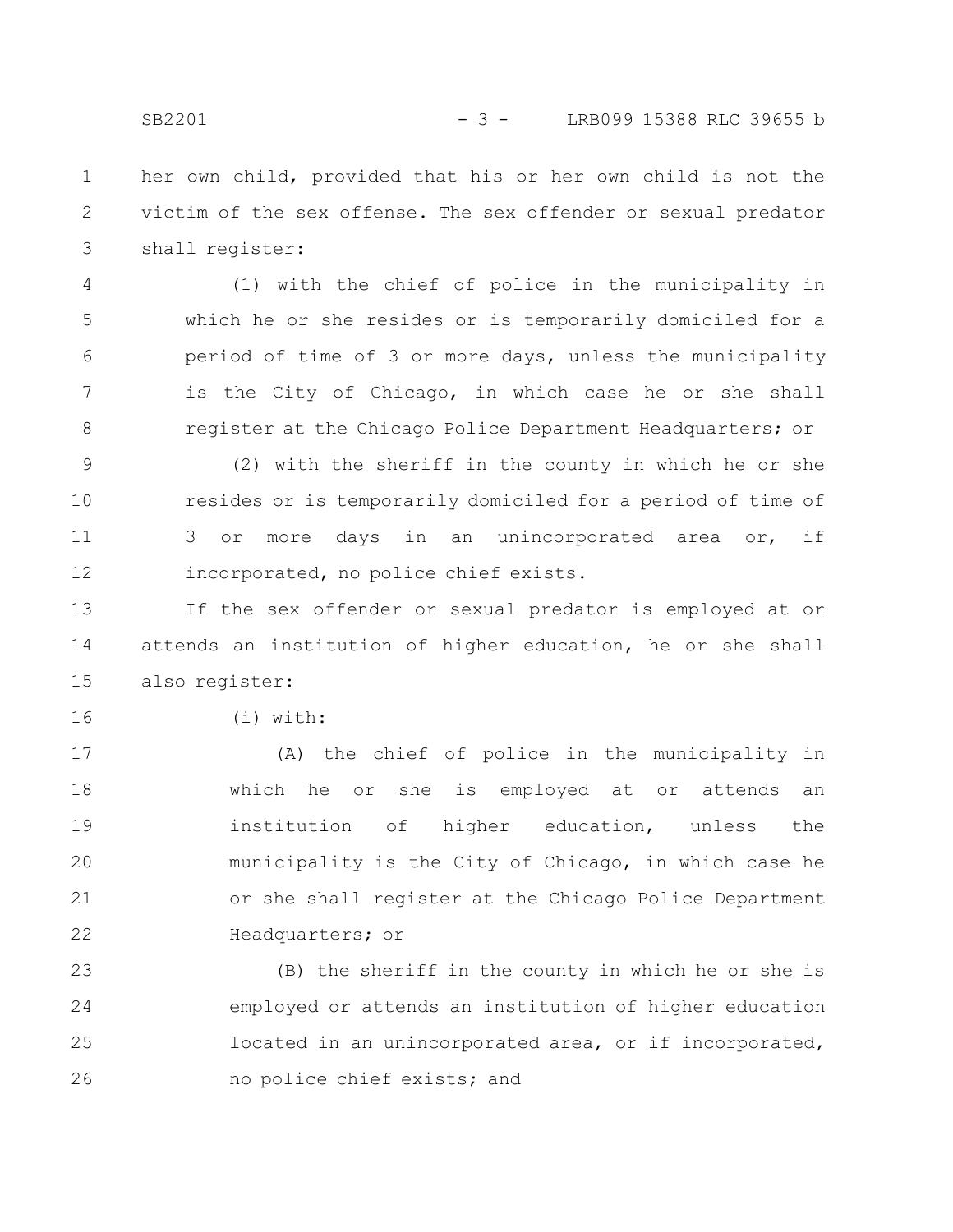her own child, provided that his or her own child is not the victim of the sex offense. The sex offender or sexual predator shall register:

(1) with the chief of police in the municipality in which he or she resides or is temporarily domiciled for a period of time of 3 or more days, unless the municipality is the City of Chicago, in which case he or she shall register at the Chicago Police Department Headquarters; or

(2) with the sheriff in the county in which he or she resides or is temporarily domiciled for a period of time of 3 or more days in an unincorporated area or, if incorporated, no police chief exists.

If the sex offender or sexual predator is employed at or attends an institution of higher education, he or she shall also register:

(i) with:

(A) the chief of police in the municipality in which he or she is employed at or attends an institution of higher education, unless the municipality is the City of Chicago, in which case he or she shall register at the Chicago Police Department Headquarters; or

(B) the sheriff in the county in which he or she is employed or attends an institution of higher education located in an unincorporated area, or if incorporated, no police chief exists; and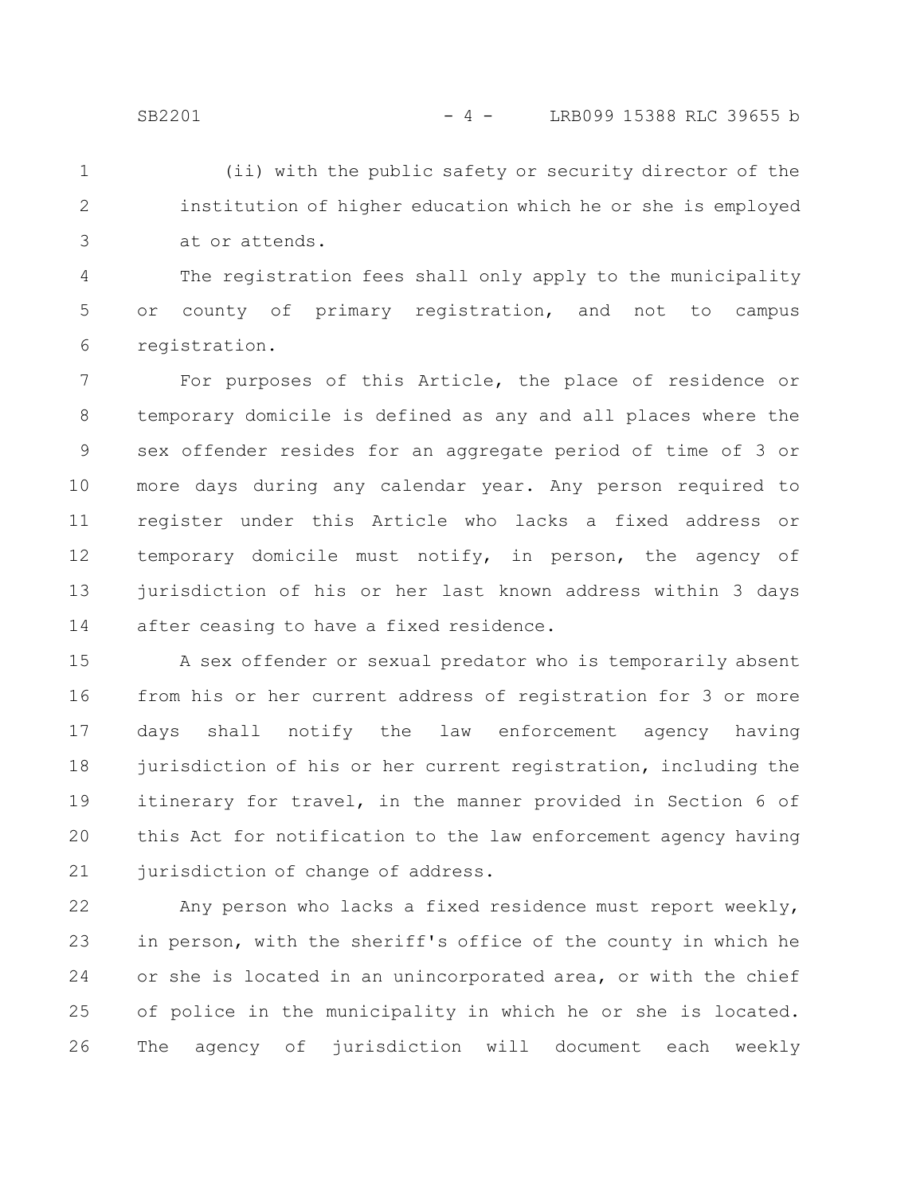(ii) with the public safety or security director of the institution of higher education which he or she is employed at or attends.

The registration fees shall only apply to the municipality or county of primary registration, and not to campus registration.

For purposes of this Article, the place of residence or temporary domicile is defined as any and all places where the sex offender resides for an aggregate period of time of 3 or more days during any calendar year. Any person required to register under this Article who lacks a fixed address or temporary domicile must notify, in person, the agency of jurisdiction of his or her last known address within 3 days after ceasing to have a fixed residence.

A sex offender or sexual predator who is temporarily absent from his or her current address of registration for 3 or more days shall notify the law enforcement agency having jurisdiction of his or her current registration, including the itinerary for travel, in the manner provided in Section 6 of this Act for notification to the law enforcement agency having jurisdiction of change of address.

Any person who lacks a fixed residence must report weekly, in person, with the sheriff's office of the county in which he or she is located in an unincorporated area, or with the chief of police in the municipality in which he or she is located. The agency of jurisdiction will document each weekly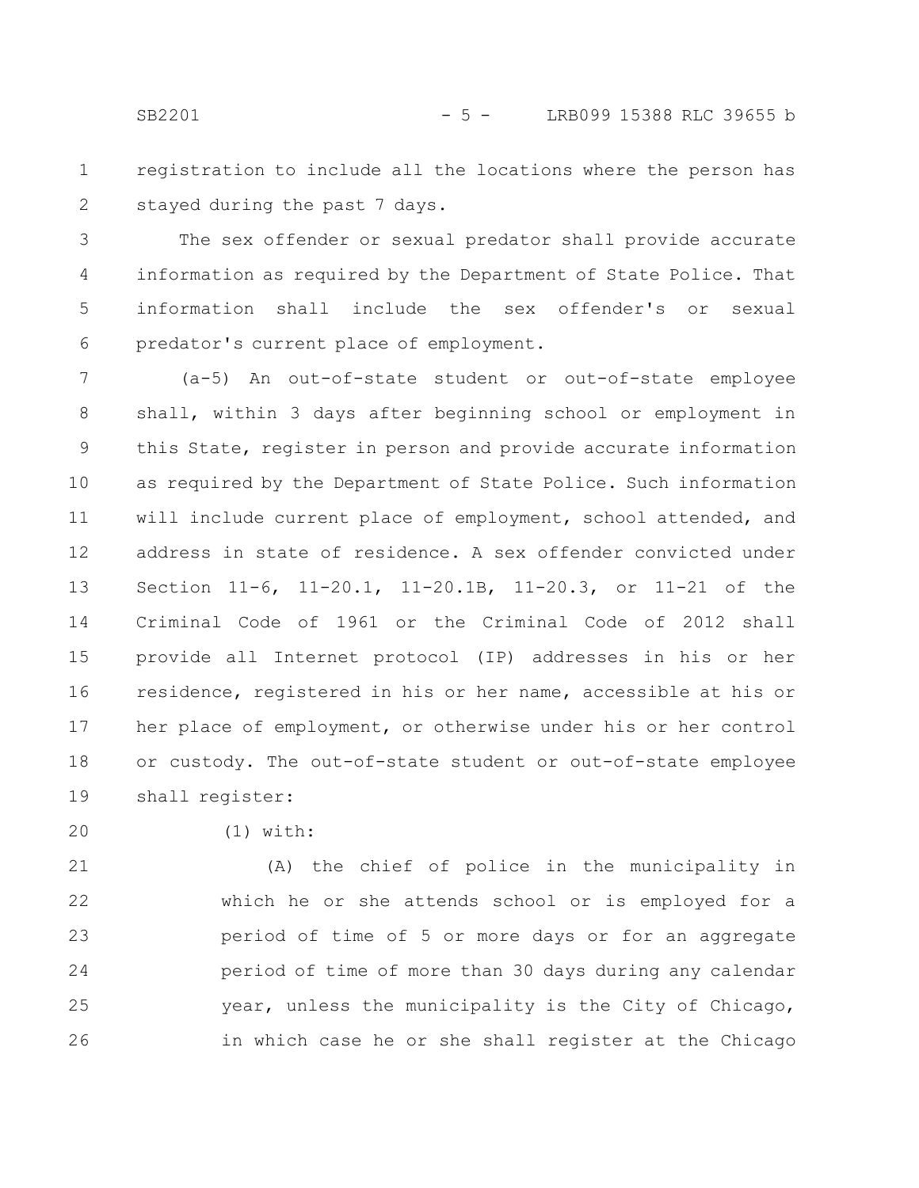registration to include all the locations where the person has stayed during the past 7 days.

The sex offender or sexual predator shall provide accurate information as required by the Department of State Police. That information shall include the sex offender's or sexual predator's current place of employment.

(a-5) An out-of-state student or out-of-state employee shall, within 3 days after beginning school or employment in this State, register in person and provide accurate information as required by the Department of State Police. Such information will include current place of employment, school attended, and address in state of residence. A sex offender convicted under Section 11-6, 11-20.1, 11-20.1B, 11-20.3, or 11-21 of the Criminal Code of 1961 or the Criminal Code of 2012 shall provide all Internet protocol (IP) addresses in his or her residence, registered in his or her name, accessible at his or her place of employment, or otherwise under his or her control or custody. The out-of-state student or out-of-state employee shall register:

(1) with:

(A) the chief of police in the municipality in which he or she attends school or is employed for a period of time of 5 or more days or for an aggregate period of time of more than 30 days during any calendar year, unless the municipality is the City of Chicago, in which case he or she shall register at the Chicago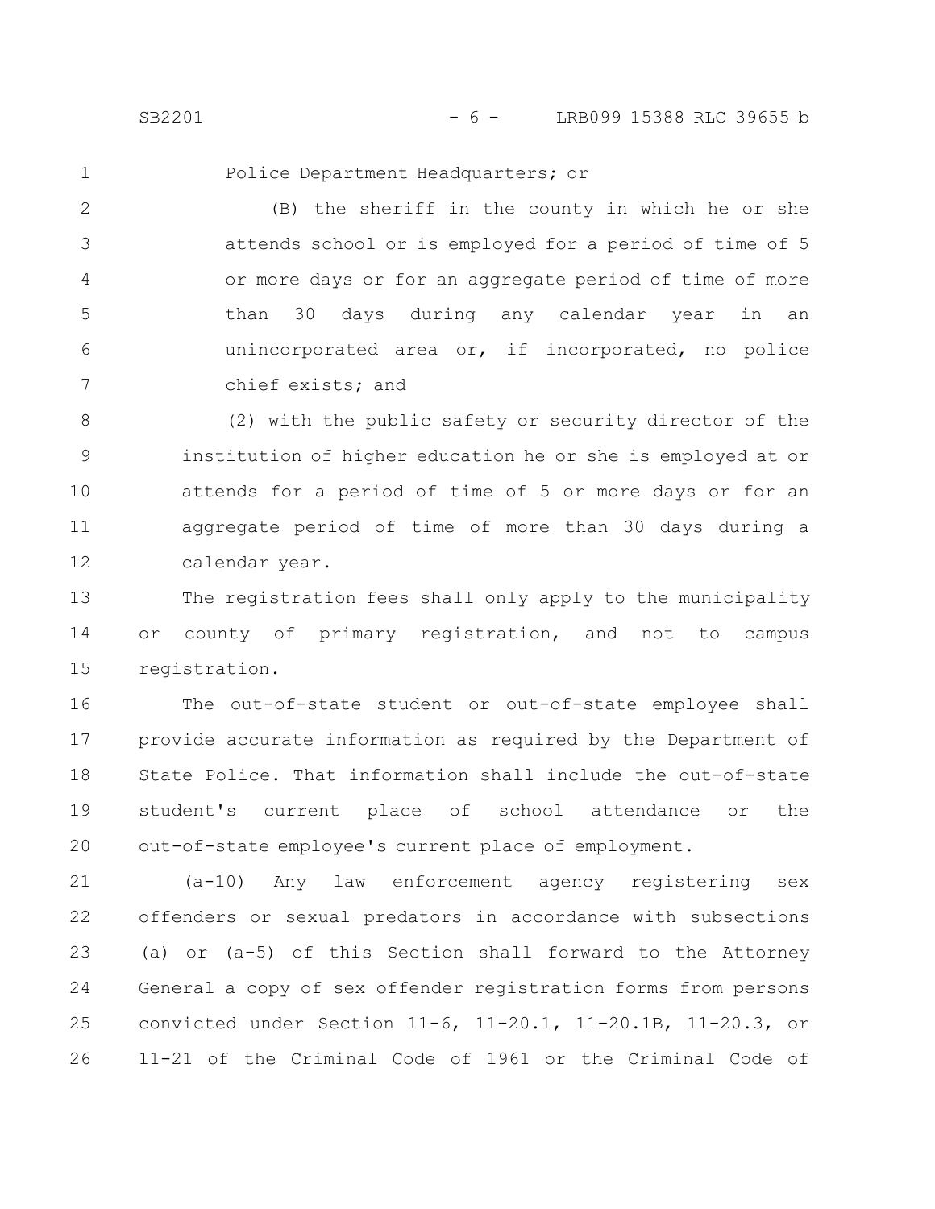Police Department Headquarters; or

(B) the sheriff in the county in which he or she attends school or is employed for a period of time of 5 or more days or for an aggregate period of time of more than 30 days during any calendar year in an unincorporated area or, if incorporated, no police chief exists; and

(2) with the public safety or security director of the institution of higher education he or she is employed at or attends for a period of time of 5 or more days or for an aggregate period of time of more than 30 days during a calendar year.

The registration fees shall only apply to the municipality or county of primary registration, and not to campus registration.

The out-of-state student or out-of-state employee shall provide accurate information as required by the Department of State Police. That information shall include the out-of-state student's current place of school attendance or the out-of-state employee's current place of employment.

(a-10) Any law enforcement agency registering sex offenders or sexual predators in accordance with subsections (a) or (a-5) of this Section shall forward to the Attorney General a copy of sex offender registration forms from persons convicted under Section 11-6, 11-20.1, 11-20.1B, 11-20.3, or 11-21 of the Criminal Code of 1961 or the Criminal Code of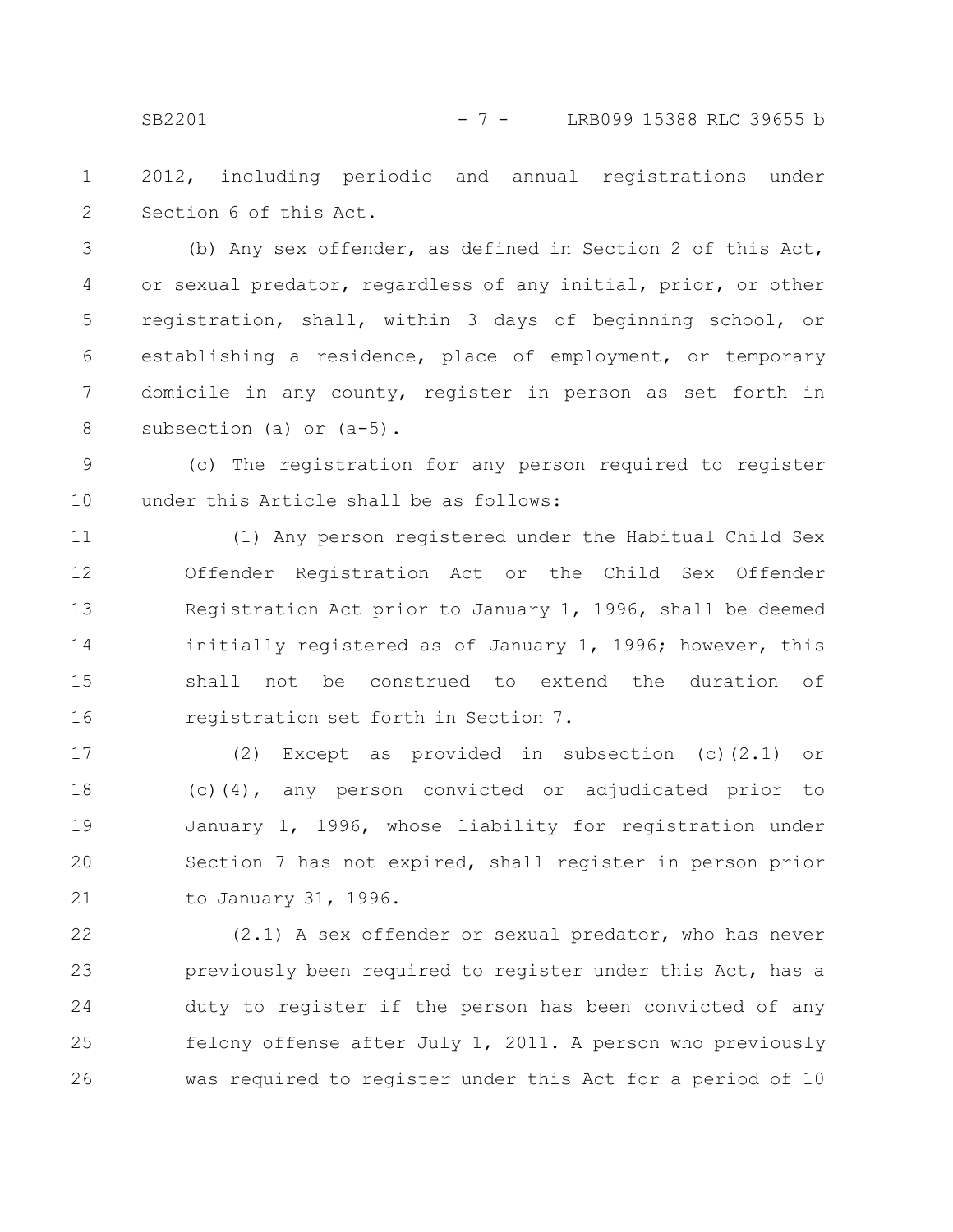2012, including periodic and annual registrations under Section 6 of this Act.

(b) Any sex offender, as defined in Section 2 of this Act, or sexual predator, regardless of any initial, prior, or other registration, shall, within 3 days of beginning school, or establishing a residence, place of employment, or temporary domicile in any county, register in person as set forth in subsection (a) or (a-5).

(c) The registration for any person required to register under this Article shall be as follows:

(1) Any person registered under the Habitual Child Sex Offender Registration Act or the Child Sex Offender Registration Act prior to January 1, 1996, shall be deemed initially registered as of January 1, 1996; however, this shall not be construed to extend the duration of registration set forth in Section 7.

(2) Except as provided in subsection (c)(2.1) or (c)(4), any person convicted or adjudicated prior to January 1, 1996, whose liability for registration under Section 7 has not expired, shall register in person prior to January 31, 1996.

(2.1) A sex offender or sexual predator, who has never previously been required to register under this Act, has a duty to register if the person has been convicted of any felony offense after July 1, 2011. A person who previously was required to register under this Act for a period of 10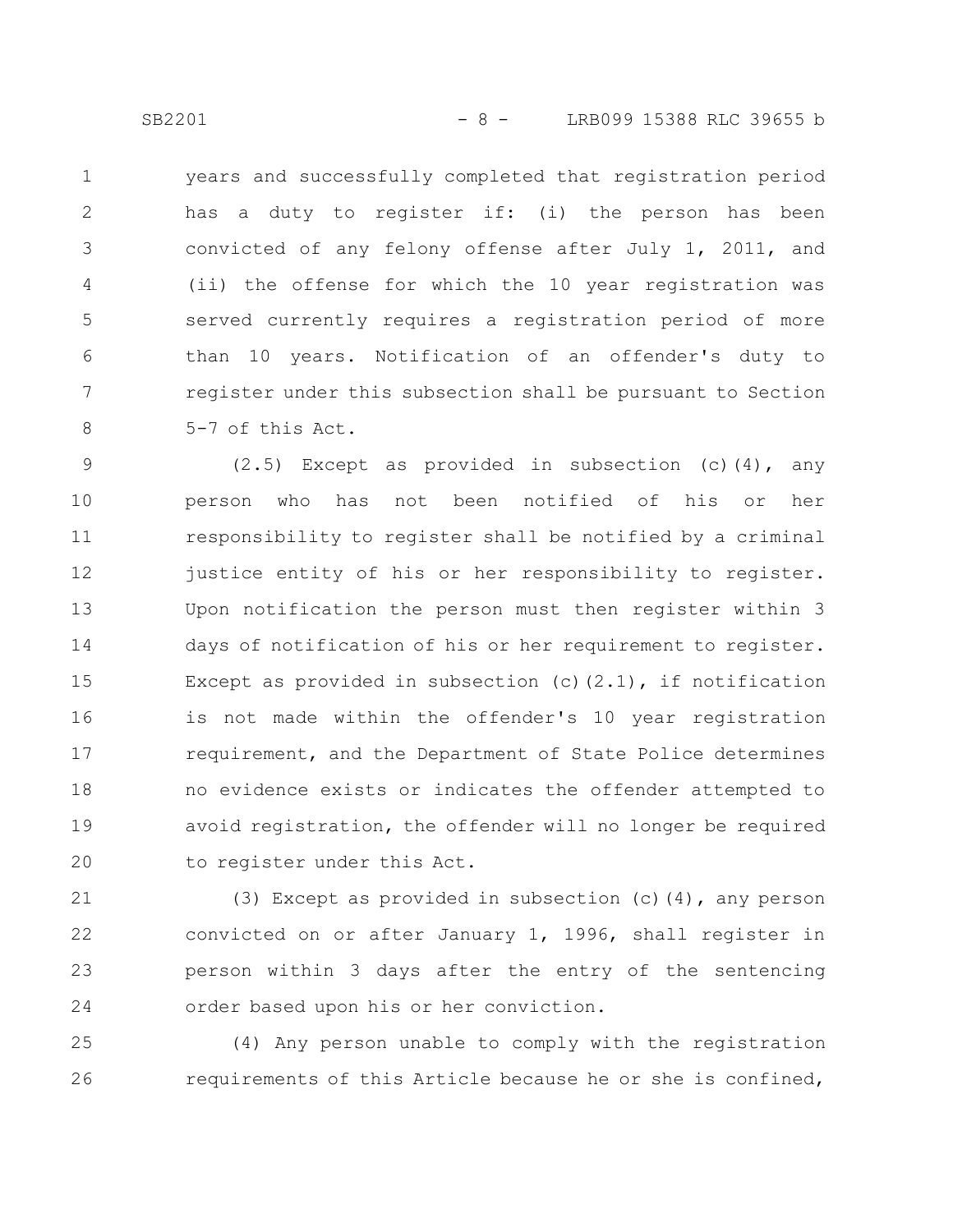years and successfully completed that registration period has a duty to register if: (i) the person has been convicted of any felony offense after July 1, 2011, and (ii) the offense for which the 10 year registration was served currently requires a registration period of more than 10 years. Notification of an offender's duty to register under this subsection shall be pursuant to Section 5-7 of this Act.

(2.5) Except as provided in subsection (c)(4), any person who has not been notified of his or her responsibility to register shall be notified by a criminal justice entity of his or her responsibility to register. Upon notification the person must then register within 3 days of notification of his or her requirement to register. Except as provided in subsection (c)(2.1), if notification is not made within the offender's 10 year registration requirement, and the Department of State Police determines no evidence exists or indicates the offender attempted to avoid registration, the offender will no longer be required to register under this Act.

(3) Except as provided in subsection (c)(4), any person convicted on or after January 1, 1996, shall register in person within 3 days after the entry of the sentencing order based upon his or her conviction.

(4) Any person unable to comply with the registration requirements of this Article because he or she is confined,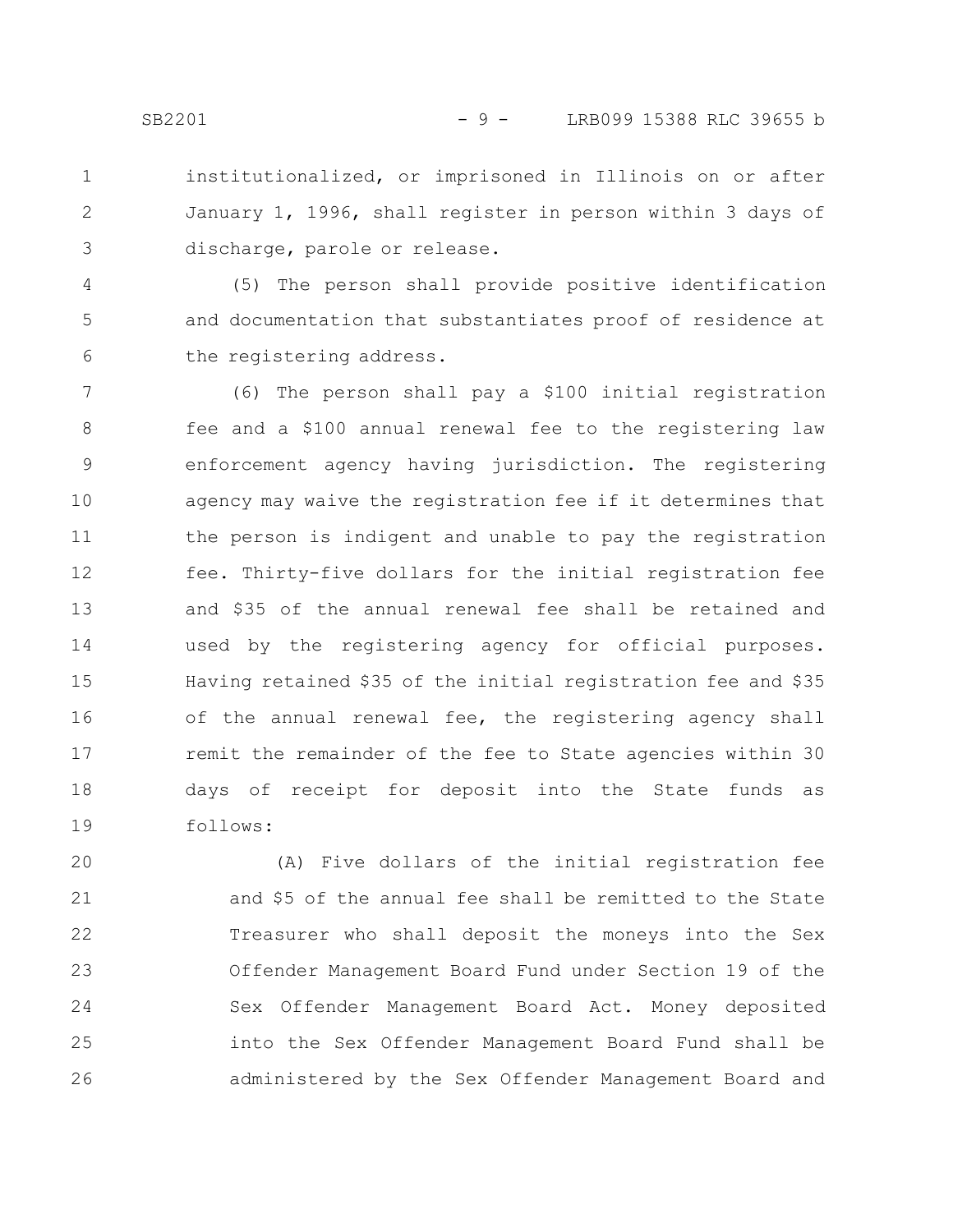institutionalized, or imprisoned in Illinois on or after January 1, 1996, shall register in person within 3 days of discharge, parole or release.

(5) The person shall provide positive identification and documentation that substantiates proof of residence at the registering address.

(6) The person shall pay a $100 initial registration fee and a $100 annual renewal fee to the registering law enforcement agency having jurisdiction. The registering agency may waive the registration fee if it determines that the person is indigent and unable to pay the registration fee. Thirty-five dollars for the initial registration fee and $35 of the annual renewal fee shall be retained and used by the registering agency for official purposes. Having retained $35 of the initial registration fee and $35 of the annual renewal fee, the registering agency shall remit the remainder of the fee to State agencies within 30 days of receipt for deposit into the State funds as follows:

(A) Five dollars of the initial registration fee and $5 of the annual fee shall be remitted to the State Treasurer who shall deposit the moneys into the Sex Offender Management Board Fund under Section 19 of the Sex Offender Management Board Act. Money deposited into the Sex Offender Management Board Fund shall be administered by the Sex Offender Management Board and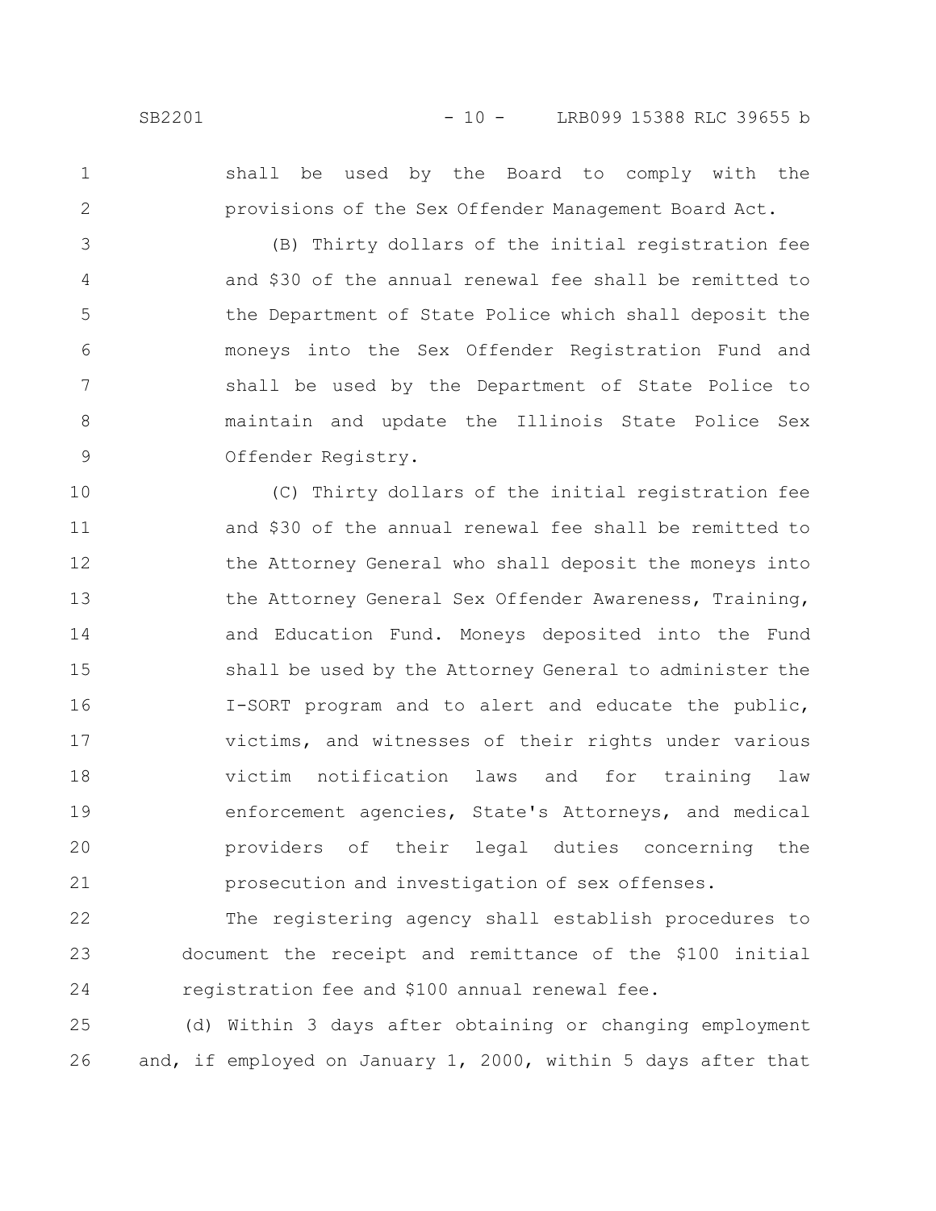shall be used by the Board to comply with the provisions of the Sex Offender Management Board Act.

(B) Thirty dollars of the initial registration fee and $30 of the annual renewal fee shall be remitted to the Department of State Police which shall deposit the moneys into the Sex Offender Registration Fund and shall be used by the Department of State Police to maintain and update the Illinois State Police Sex Offender Registry.

(C) Thirty dollars of the initial registration fee and $30 of the annual renewal fee shall be remitted to the Attorney General who shall deposit the moneys into the Attorney General Sex Offender Awareness, Training, and Education Fund. Moneys deposited into the Fund shall be used by the Attorney General to administer the I-SORT program and to alert and educate the public, victims, and witnesses of their rights under various victim notification laws and for training law enforcement agencies, State's Attorneys, and medical providers of their legal duties concerning the prosecution and investigation of sex offenses.

The registering agency shall establish procedures to document the receipt and remittance of the $100 initial registration fee and $100 annual renewal fee.

(d) Within 3 days after obtaining or changing employment and, if employed on January 1, 2000, within 5 days after that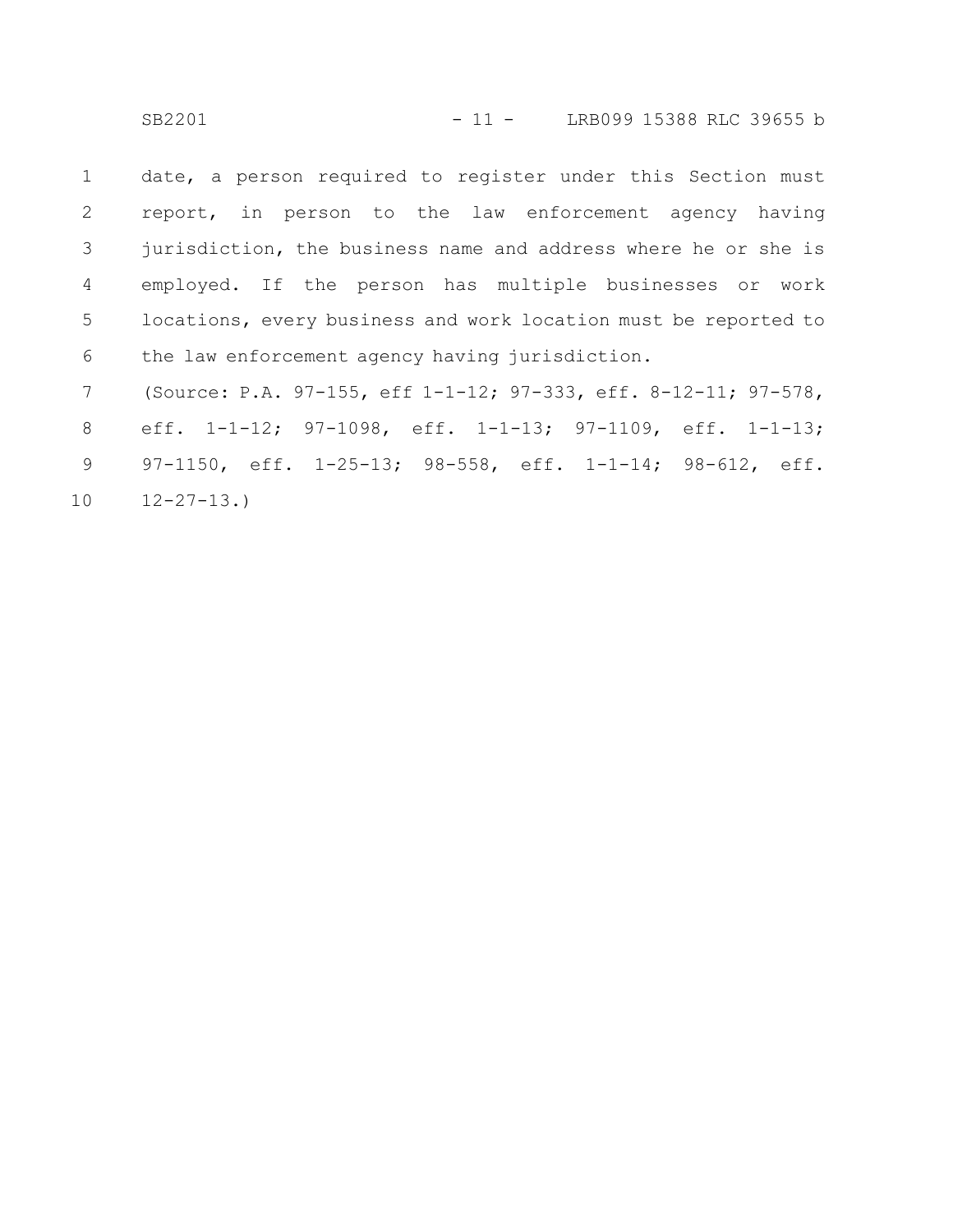date, a person required to register under this Section must report, in person to the law enforcement agency having jurisdiction, the business name and address where he or she is employed. If the person has multiple businesses or work locations, every business and work location must be reported to the law enforcement agency having jurisdiction.

(Source: P.A. 97-155, eff 1-1-12; 97-333, eff. 8-12-11; 97-578, eff. 1-1-12; 97-1098, eff. 1-1-13; 97-1109, eff. 1-1-13; 97-1150, eff. 1-25-13; 98-558, eff. 1-1-14; 98-612, eff. 12-27-13.)